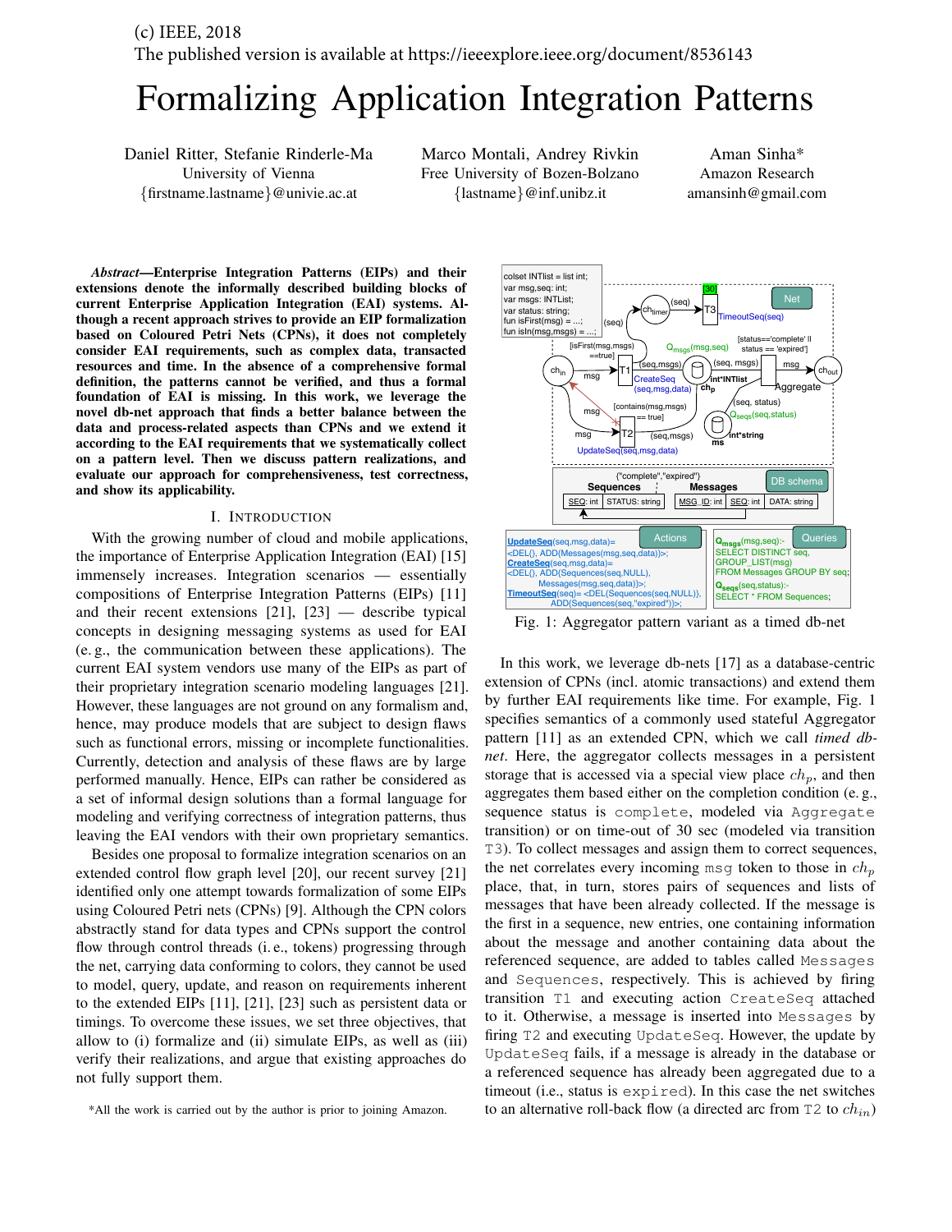(c) IEEE, 2018
The published version is available at https://ieeexplore.ieee.org/document/8536143

# Formalizing Application Integration Patterns

Daniel Ritter, Stefanie Rinderle-Ma
University of Vienna
{firstname.lastname}@univie.ac.at

Marco Montali, Andrey Rivkin
Free University of Bozen-Bolzano
{lastname}@inf.unibz.it

Aman Sinha*
Amazon Research
amansinh@gmail.com

***Abstract*—Enterprise Integration Patterns (EIPs) and their extensions denote the informally described building blocks of current Enterprise Application Integration (EAI) systems. Although a recent approach strives to provide an EIP formalization based on Coloured Petri Nets (CPNs), it does not completely consider EAI requirements, such as complex data, transacted resources and time. In the absence of a comprehensive formal definition, the patterns cannot be verified, and thus a formal foundation of EAI is missing. In this work, we leverage the novel db-net approach that finds a better balance between the data and process-related aspects than CPNs and we extend it according to the EAI requirements that we systematically collect on a pattern level. Then we discuss pattern realizations, and evaluate our approach for comprehensiveness, test correctness, and show its applicability.**

## I. Introduction

With the growing number of cloud and mobile applications, the importance of Enterprise Application Integration (EAI) [15] immensely increases. Integration scenarios — essentially compositions of Enterprise Integration Patterns (EIPs) [11] and their recent extensions [21], [23] — describe typical concepts in designing messaging systems as used for EAI (e. g., the communication between these applications). The current EAI system vendors use many of the EIPs as part of their proprietary integration scenario modeling languages [21]. However, these languages are not ground on any formalism and, hence, may produce models that are subject to design flaws such as functional errors, missing or incomplete functionalities. Currently, detection and analysis of these flaws are by large performed manually. Hence, EIPs can rather be considered as a set of informal design solutions than a formal language for modeling and verifying correctness of integration patterns, thus leaving the EAI vendors with their own proprietary semantics.

Besides one proposal to formalize integration scenarios on an extended control flow graph level [20], our recent survey [21] identified only one attempt towards formalization of some EIPs using Coloured Petri nets (CPNs) [9]. Although the CPN colors abstractly stand for data types and CPNs support the control flow through control threads (i. e., tokens) progressing through the net, carrying data conforming to colors, they cannot be used to model, query, update, and reason on requirements inherent to the extended EIPs [11], [21], [23] such as persistent data or timings. To overcome these issues, we set three objectives, that allow to (i) formalize and (ii) simulate EIPs, as well as (iii) verify their realizations, and argue that existing approaches do not fully support them.

*All the work is carried out by the author is prior to joining Amazon.

```
colset INTlist = list int;
var msg,seq: int;
var msgs: INTList;
var status: string;
fun isFirst(msg) = ...;
fun isIn(msg,msgs) = ...;
```

Sequences: SEQ: int | STATUS: string ({"complete","expired"})
Messages: MSG_ID: int | SEQ: int | DATA: string

Actions:
UpdateSeq(seq,msg,data)= <DEL{}, ADD{Messages(msg,seq,data)}>;
CreateSeq(seq,msg,data)= <DEL{}, ADD{Sequences(seq,NULL), Messages(msg,seq,data)}>;
TimeoutSeq(seq)= <DEL{Sequences(seq,NULL)}, ADD{Sequences(seq,"expired")}>;

Queries:
$Q_{msgs}$(msg,seq):- SELECT DISTINCT seq, GROUP_LIST(msg) FROM Messages GROUP BY seq;
$Q_{seqs}$(seq,status):- SELECT * FROM Sequences;

Fig. 1: Aggregator pattern variant as a timed db-net

In this work, we leverage db-nets [17] as a database-centric extension of CPNs (incl. atomic transactions) and extend them by further EAI requirements like time. For example, Fig. 1 specifies semantics of a commonly used stateful Aggregator pattern [11] as an extended CPN, which we call *timed db-net*. Here, the aggregator collects messages in a persistent storage that is accessed via a special view place $ch_p$, and then aggregates them based either on the completion condition (e. g., sequence status is `complete`, modeled via `Aggregate` transition) or on time-out of 30 sec (modeled via transition `T3`). To collect messages and assign them to correct sequences, the net correlates every incoming `msg` token to those in $ch_p$ place, that, in turn, stores pairs of sequences and lists of messages that have been already collected. If the message is the first in a sequence, new entries, one containing information about the message and another containing data about the referenced sequence, are added to tables called `Messages` and `Sequences`, respectively. This is achieved by firing transition `T1` and executing action `CreateSeq` attached to it. Otherwise, a message is inserted into `Messages` by firing `T2` and executing `UpdateSeq`. However, the update by `UpdateSeq` fails, if a message is already in the database or a referenced sequence has already been aggregated due to a timeout (i.e., status is `expired`). In this case the net switches to an alternative roll-back flow (a directed arc from `T2` to $ch_{in}$)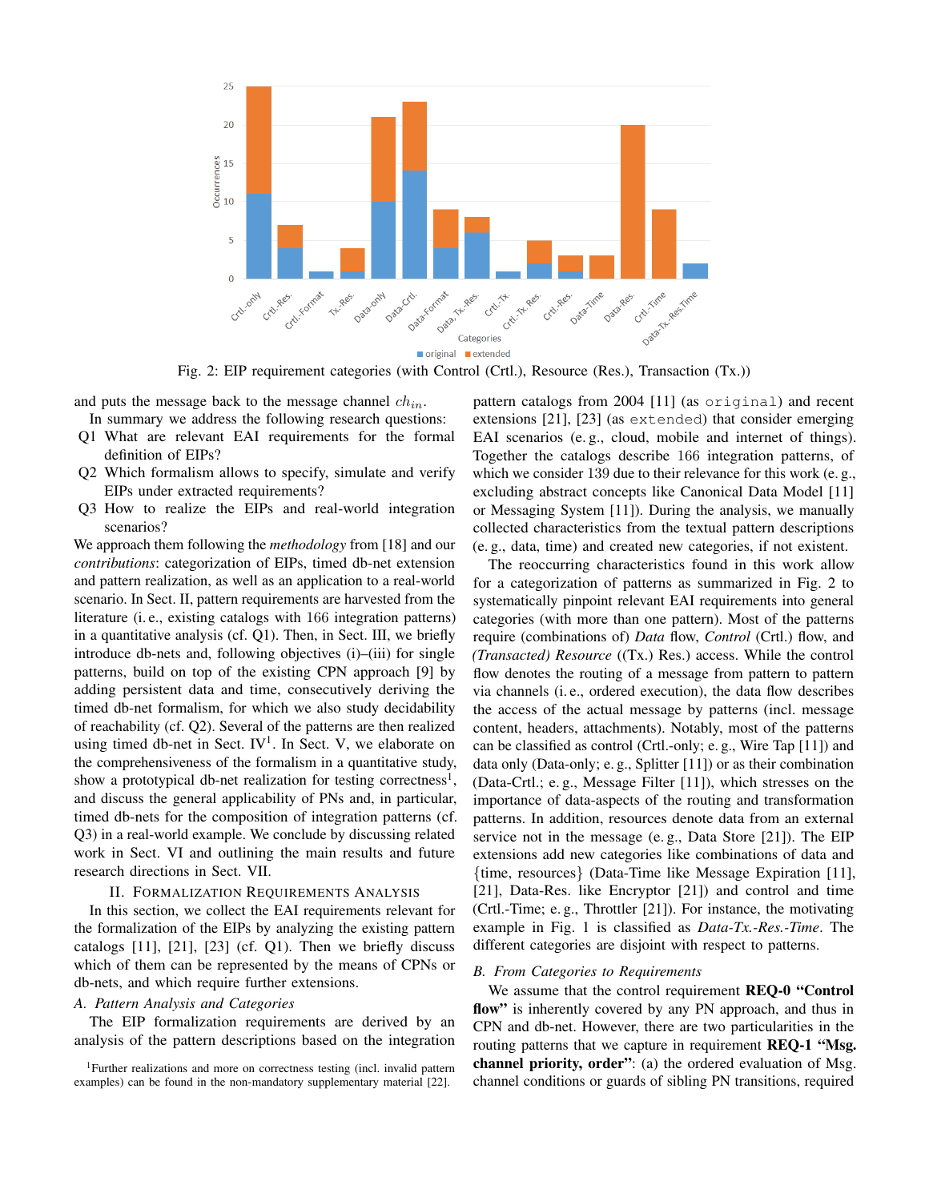Fig. 2: EIP requirement categories (with Control (Crtl.), Resource (Res.), Transaction (Tx.))

and puts the message back to the message channel $ch_{in}$.

In summary we address the following research questions:

- Q1 What are relevant EAI requirements for the formal definition of EIPs?
- Q2 Which formalism allows to specify, simulate and verify EIPs under extracted requirements?
- Q3 How to realize the EIPs and real-world integration scenarios?

We approach them following the *methodology* from [18] and our *contributions*: categorization of EIPs, timed db-net extension and pattern realization, as well as an application to a real-world scenario. In Sect. II, pattern requirements are harvested from the literature (i. e., existing catalogs with 166 integration patterns) in a quantitative analysis (cf. Q1). Then, in Sect. III, we briefly introduce db-nets and, following objectives (i)–(iii) for single patterns, build on top of the existing CPN approach [9] by adding persistent data and time, consecutively deriving the timed db-net formalism, for which we also study decidability of reachability (cf. Q2). Several of the patterns are then realized using timed db-net in Sect. IV[1]. In Sect. V, we elaborate on the comprehensiveness of the formalism in a quantitative study, show a prototypical db-net realization for testing correctness[1], and discuss the general applicability of PNs and, in particular, timed db-nets for the composition of integration patterns (cf. Q3) in a real-world example. We conclude by discussing related work in Sect. VI and outlining the main results and future research directions in Sect. VII.

## II. Formalization Requirements Analysis

In this section, we collect the EAI requirements relevant for the formalization of the EIPs by analyzing the existing pattern catalogs [11], [21], [23] (cf. Q1). Then we briefly discuss which of them can be represented by the means of CPNs or db-nets, and which require further extensions.

### A. Pattern Analysis and Categories

The EIP formalization requirements are derived by an analysis of the pattern descriptions based on the integration pattern catalogs from 2004 [11] (as `original`) and recent extensions [21], [23] (as `extended`) that consider emerging EAI scenarios (e. g., cloud, mobile and internet of things). Together the catalogs describe 166 integration patterns, of which we consider 139 due to their relevance for this work (e. g., excluding abstract concepts like Canonical Data Model [11] or Messaging System [11]). During the analysis, we manually collected characteristics from the textual pattern descriptions (e. g., data, time) and created new categories, if not existent.

The reoccurring characteristics found in this work allow for a categorization of patterns as summarized in Fig. 2 to systematically pinpoint relevant EAI requirements into general categories (with more than one pattern). Most of the patterns require (combinations of) *Data* flow, *Control* (Crtl.) flow, and *(Transacted) Resource* ((Tx.) Res.) access. While the control flow denotes the routing of a message from pattern to pattern via channels (i. e., ordered execution), the data flow describes the access of the actual message by patterns (incl. message content, headers, attachments). Notably, most of the patterns can be classified as control (Crtl.-only; e. g., Wire Tap [11]) and data only (Data-only; e. g., Splitter [11]) or as their combination (Data-Crtl.; e. g., Message Filter [11]), which stresses on the importance of data-aspects of the routing and transformation patterns. In addition, resources denote data from an external service not in the message (e. g., Data Store [21]). The EIP extensions add new categories like combinations of data and {time, resources} (Data-Time like Message Expiration [11], [21], Data-Res. like Encryptor [21]) and control and time (Crtl.-Time; e. g., Throttler [21]). For instance, the motivating example in Fig. 1 is classified as *Data-Tx.-Res.-Time*. The different categories are disjoint with respect to patterns.

### B. From Categories to Requirements

We assume that the control requirement **REQ-0 "Control flow"** is inherently covered by any PN approach, and thus in CPN and db-net. However, there are two particularities in the routing patterns that we capture in requirement **REQ-1 "Msg. channel priority, order"**: (a) the ordered evaluation of Msg. channel conditions or guards of sibling PN transitions, required

[1] Further realizations and more on correctness testing (incl. invalid pattern examples) can be found in the non-mandatory supplementary material [22].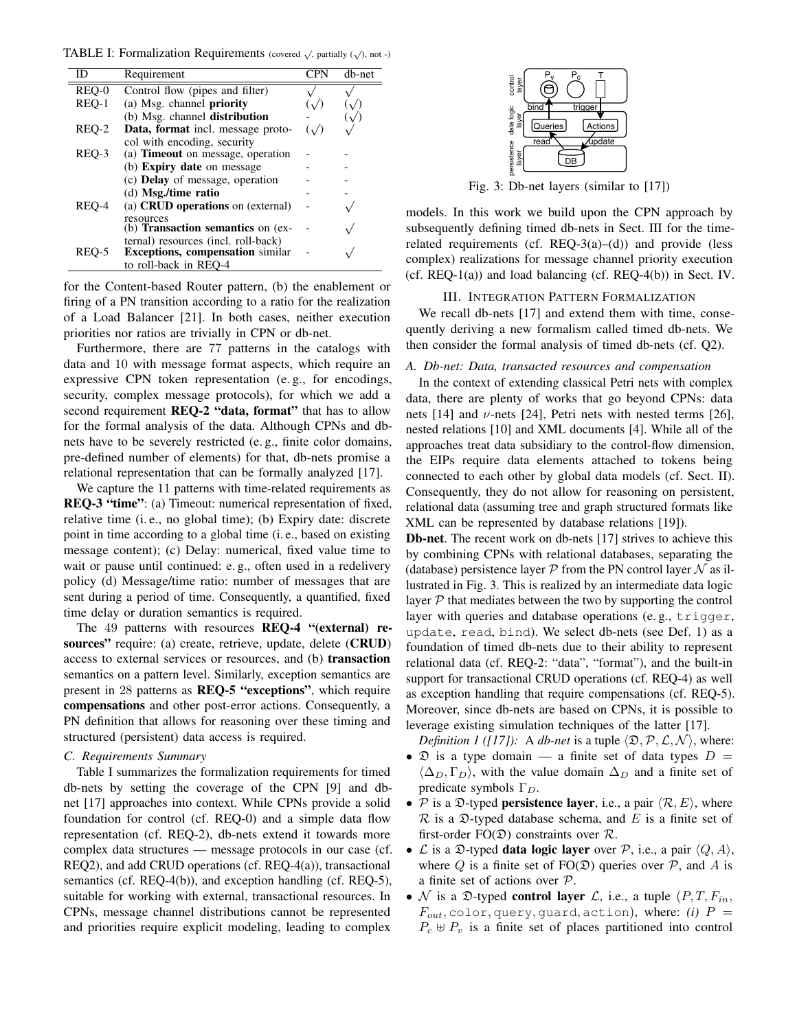TABLE I: Formalization Requirements (covered $\surd$, partially ($\surd$), not -)

| ID | Requirement | CPN | db-net |
|---|---|---|---|
| REQ-0 | Control flow (pipes and filter) | $\surd$ | $\surd$ |
| REQ-1 | (a) Msg. channel **priority** | ($\surd$) | ($\surd$) |
| | (b) Msg. channel **distribution** | - | ($\surd$) |
| REQ-2 | **Data, format** incl. message protocol with encoding, security | ($\surd$) | $\surd$ |
| REQ-3 | (a) **Timeout** on message, operation | - | - |
| | (b) **Expiry date** on message | - | - |
| | (c) **Delay** of message, operation | - | - |
| | (d) **Msg./time ratio** | - | - |
| REQ-4 | (a) **CRUD operations** on (external) resources | - | $\surd$ |
| | (b) **Transaction semantics** on (external) resources (incl. roll-back) | - | $\surd$ |
| REQ-5 | **Exceptions, compensation** similar to roll-back in REQ-4 | - | $\surd$ |

for the Content-based Router pattern, (b) the enablement or firing of a PN transition according to a ratio for the realization of a Load Balancer [21]. In both cases, neither execution priorities nor ratios are trivially in CPN or db-net.

Furthermore, there are 77 patterns in the catalogs with data and 10 with message format aspects, which require an expressive CPN token representation (e. g., for encodings, security, complex message protocols), for which we add a second requirement **REQ-2 "data, format"** that has to allow for the formal analysis of the data. Although CPNs and db-nets have to be severely restricted (e. g., finite color domains, pre-defined number of elements) for that, db-nets promise a relational representation that can be formally analyzed [17].

We capture the 11 patterns with time-related requirements as **REQ-3 "time"**: (a) Timeout: numerical representation of fixed, relative time (i. e., no global time); (b) Expiry date: discrete point in time according to a global time (i. e., based on existing message content); (c) Delay: numerical, fixed value time to wait or pause until continued: e. g., often used in a redelivery policy (d) Message/time ratio: number of messages that are sent during a period of time. Consequently, a quantified, fixed time delay or duration semantics is required.

The 49 patterns with resources **REQ-4 "(external) resources"** require: (a) create, retrieve, update, delete (**CRUD**) access to external services or resources, and (b) **transaction** semantics on a pattern level. Similarly, exception semantics are present in 28 patterns as **REQ-5 "exceptions"**, which require **compensations** and other post-error actions. Consequently, a PN definition that allows for reasoning over these timing and structured (persistent) data access is required.

### *C. Requirements Summary*

Table I summarizes the formalization requirements for timed db-nets by setting the coverage of the CPN [9] and db-net [17] approaches into context. While CPNs provide a solid foundation for control (cf. REQ-0) and a simple data flow representation (cf. REQ-2), db-nets extend it towards more complex data structures — message protocols in our case (cf. REQ2), and add CRUD operations (cf. REQ-4(a)), transactional semantics (cf. REQ-4(b)), and exception handling (cf. REQ-5), suitable for working with external, transactional resources. In CPNs, message channel distributions cannot be represented and priorities require explicit modeling, leading to complex

Fig. 3: Db-net layers (similar to [17])

models. In this work we build upon the CPN approach by subsequently defining timed db-nets in Sect. III for the time-related requirements (cf. REQ-3(a)–(d)) and provide (less complex) realizations for message channel priority execution (cf. REQ-1(a)) and load balancing (cf. REQ-4(b)) in Sect. IV.

## III. Integration Pattern Formalization

We recall db-nets [17] and extend them with time, consequently deriving a new formalism called timed db-nets. We then consider the formal analysis of timed db-nets (cf. Q2).

### *A. Db-net: Data, transacted resources and compensation*

In the context of extending classical Petri nets with complex data, there are plenty of works that go beyond CPNs: data nets [14] and $\nu$-nets [24], Petri nets with nested terms [26], nested relations [10] and XML documents [4]. While all of the approaches treat data subsidiary to the control-flow dimension, the EIPs require data elements attached to tokens being connected to each other by global data models (cf. Sect. II). Consequently, they do not allow for reasoning on persistent, relational data (assuming tree and graph structured formats like XML can be represented by database relations [19]).

**Db-net**. The recent work on db-nets [17] strives to achieve this by combining CPNs with relational databases, separating the (database) persistence layer $\mathcal{P}$ from the PN control layer $\mathcal{N}$ as illustrated in Fig. 3. This is realized by an intermediate data logic layer $\mathcal{P}$ that mediates between the two by supporting the control layer with queries and database operations (e. g., `trigger`, `update`, `read`, `bind`). We select db-nets (see Def. 1) as a foundation of timed db-nets due to their ability to represent relational data (cf. REQ-2: "data", "format"), and the built-in support for transactional CRUD operations (cf. REQ-4) as well as exception handling that require compensations (cf. REQ-5). Moreover, since db-nets are based on CPNs, it is possible to leverage existing simulation techniques of the latter [17].

*Definition 1 ([17]):* A *db-net* is a tuple $\langle \mathfrak{D}, \mathcal{P}, \mathcal{L}, \mathcal{N} \rangle$, where:

- $\mathfrak{D}$ is a type domain — a finite set of data types $D = \langle \Delta_D, \Gamma_D \rangle$, with the value domain $\Delta_D$ and a finite set of predicate symbols $\Gamma_D$.
- $\mathcal{P}$ is a $\mathfrak{D}$-typed **persistence layer**, i.e., a pair $\langle \mathcal{R}, E \rangle$, where $\mathcal{R}$ is a $\mathfrak{D}$-typed database schema, and $E$ is a finite set of first-order FO($\mathfrak{D}$) constraints over $\mathcal{R}$.
- $\mathcal{L}$ is a $\mathfrak{D}$-typed **data logic layer** over $\mathcal{P}$, i.e., a pair $\langle Q, A \rangle$, where $Q$ is a finite set of FO($\mathfrak{D}$) queries over $\mathcal{P}$, and $A$ is a finite set of actions over $\mathcal{P}$.
- $\mathcal{N}$ is a $\mathfrak{D}$-typed **control layer** $\mathcal{L}$, i.e., a tuple $(P, T, F_{in}, F_{out}, \texttt{color}, \texttt{query}, \texttt{guard}, \texttt{action})$, where: *(i)* $P = P_c \uplus P_v$ is a finite set of places partitioned into control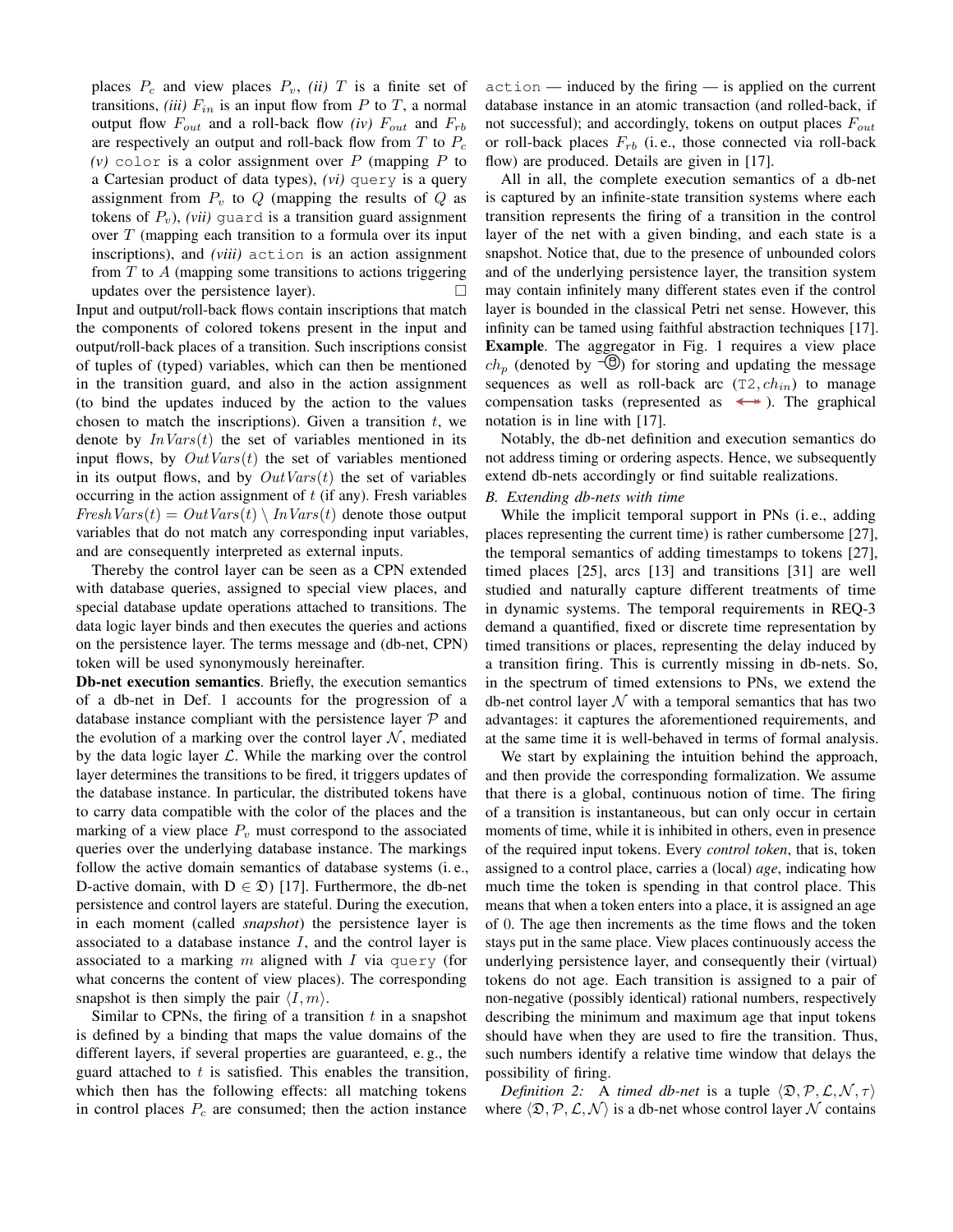places $P_c$ and view places $P_v$, *(ii)* $T$ is a finite set of transitions, *(iii)* $F_{in}$ is an input flow from $P$ to $T$, a normal output flow $F_{out}$ and a roll-back flow *(iv)* $F_{out}$ and $F_{rb}$ are respectively an output and roll-back flow from $T$ to $P_c$ *(v)* color is a color assignment over $P$ (mapping $P$ to a Cartesian product of data types), *(vi)* query is a query assignment from $P_v$ to $Q$ (mapping the results of $Q$ as tokens of $P_v$), *(vii)* guard is a transition guard assignment over $T$ (mapping each transition to a formula over its input inscriptions), and *(viii)* action is an action assignment from $T$ to $A$ (mapping some transitions to actions triggering updates over the persistence layer). □

Input and output/roll-back flows contain inscriptions that match the components of colored tokens present in the input and output/roll-back places of a transition. Such inscriptions consist of tuples of (typed) variables, which can then be mentioned in the transition guard, and also in the action assignment (to bind the updates induced by the action to the values chosen to match the inscriptions). Given a transition $t$, we denote by $InVars(t)$ the set of variables mentioned in its input flows, by $OutVars(t)$ the set of variables mentioned in its output flows, and by $OutVars(t)$ the set of variables occurring in the action assignment of $t$ (if any). Fresh variables $FreshVars(t) = OutVars(t) \setminus InVars(t)$ denote those output variables that do not match any corresponding input variables, and are consequently interpreted as external inputs.

Thereby the control layer can be seen as a CPN extended with database queries, assigned to special view places, and special database update operations attached to transitions. The data logic layer binds and then executes the queries and actions on the persistence layer. The terms message and (db-net, CPN) token will be used synonymously hereinafter.

**Db-net execution semantics**. Briefly, the execution semantics of a db-net in Def. 1 accounts for the progression of a database instance compliant with the persistence layer $\mathcal{P}$ and the evolution of a marking over the control layer $\mathcal{N}$, mediated by the data logic layer $\mathcal{L}$. While the marking over the control layer determines the transitions to be fired, it triggers updates of the database instance. In particular, the distributed tokens have to carry data compatible with the color of the places and the marking of a view place $P_v$ must correspond to the associated queries over the underlying database instance. The markings follow the active domain semantics of database systems (i. e., D-active domain, with $\mathrm{D} \in \mathfrak{D}$) [17]. Furthermore, the db-net persistence and control layers are stateful. During the execution, in each moment (called *snapshot*) the persistence layer is associated to a database instance $I$, and the control layer is associated to a marking $m$ aligned with $I$ via query (for what concerns the content of view places). The corresponding snapshot is then simply the pair $\langle I, m \rangle$.

Similar to CPNs, the firing of a transition $t$ in a snapshot is defined by a binding that maps the value domains of the different layers, if several properties are guaranteed, e. g., the guard attached to $t$ is satisfied. This enables the transition, which then has the following effects: all matching tokens in control places $P_c$ are consumed; then the action instance action — induced by the firing — is applied on the current database instance in an atomic transaction (and rolled-back, if not successful); and accordingly, tokens on output places $F_{out}$ or roll-back places $F_{rb}$ (i. e., those connected via roll-back flow) are produced. Details are given in [17].

All in all, the complete execution semantics of a db-net is captured by an infinite-state transition systems where each transition represents the firing of a transition in the control layer of the net with a given binding, and each state is a snapshot. Notice that, due to the presence of unbounded colors and of the underlying persistence layer, the transition system may contain infinitely many different states even if the control layer is bounded in the classical Petri net sense. However, this infinity can be tamed using faithful abstraction techniques [17].

**Example**. The aggregator in Fig. 1 requires a view place $ch_p$ (denoted by ⓔ) for storing and updating the message sequences as well as roll-back arc ($\mathrm{T2}, ch_{in}$) to manage compensation tasks (represented as ⟷). The graphical notation is in line with [17].

Notably, the db-net definition and execution semantics do not address timing or ordering aspects. Hence, we subsequently extend db-nets accordingly or find suitable realizations.

### B. Extending db-nets with time

While the implicit temporal support in PNs (i. e., adding places representing the current time) is rather cumbersome [27], the temporal semantics of adding timestamps to tokens [27], timed places [25], arcs [13] and transitions [31] are well studied and naturally capture different treatments of time in dynamic systems. The temporal requirements in REQ-3 demand a quantified, fixed or discrete time representation by timed transitions or places, representing the delay induced by a transition firing. This is currently missing in db-nets. So, in the spectrum of timed extensions to PNs, we extend the db-net control layer $\mathcal{N}$ with a temporal semantics that has two advantages: it captures the aforementioned requirements, and at the same time it is well-behaved in terms of formal analysis.

We start by explaining the intuition behind the approach, and then provide the corresponding formalization. We assume that there is a global, continuous notion of time. The firing of a transition is instantaneous, but can only occur in certain moments of time, while it is inhibited in others, even in presence of the required input tokens. Every *control token*, that is, token assigned to a control place, carries a (local) *age*, indicating how much time the token is spending in that control place. This means that when a token enters into a place, it is assigned an age of 0. The age then increments as the time flows and the token stays put in the same place. View places continuously access the underlying persistence layer, and consequently their (virtual) tokens do not age. Each transition is assigned to a pair of non-negative (possibly identical) rational numbers, respectively describing the minimum and maximum age that input tokens should have when they are used to fire the transition. Thus, such numbers identify a relative time window that delays the possibility of firing.

*Definition 2:* A *timed db-net* is a tuple $\langle \mathfrak{D}, \mathcal{P}, \mathcal{L}, \mathcal{N}, \tau \rangle$ where $\langle \mathfrak{D}, \mathcal{P}, \mathcal{L}, \mathcal{N} \rangle$ is a db-net whose control layer $\mathcal{N}$ contains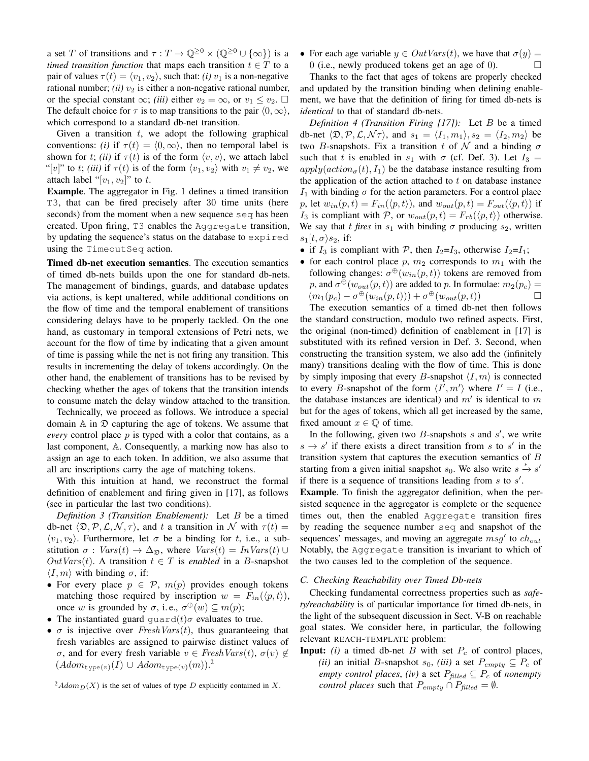a set $T$ of transitions and $\tau : T \rightarrow \mathbb{Q}^{\geq 0} \times (\mathbb{Q}^{\geq 0} \cup \{\infty\})$ is a *timed transition function* that maps each transition $t \in T$ to a pair of values $\tau(t) = \langle v_1, v_2 \rangle$, such that: *(i)* $v_1$ is a non-negative rational number; *(ii)* $v_2$ is either a non-negative rational number, or the special constant $\infty$; *(iii)* either $v_2 = \infty$, or $v_1 \leq v_2$. □

The default choice for $\tau$ is to map transitions to the pair $\langle 0, \infty \rangle$, which correspond to a standard db-net transition.

Given a transition $t$, we adopt the following graphical conventions: *(i)* if $\tau(t) = \langle 0, \infty \rangle$, then no temporal label is shown for $t$; *(ii)* if $\tau(t)$ is of the form $\langle v, v \rangle$, we attach label "$[v]$" to $t$; *(iii)* if $\tau(t)$ is of the form $\langle v_1, v_2 \rangle$ with $v_1 \neq v_2$, we attach label "$[v_1, v_2]$" to $t$.

**Example**. The aggregator in Fig. 1 defines a timed transition `T3`, that can be fired precisely after 30 time units (here seconds) from the moment when a new sequence `seq` has been created. Upon firing, `T3` enables the `Aggregate` transition, by updating the sequence's status on the database to `expired` using the `TimeoutSeq` action.

**Timed db-net execution semantics**. The execution semantics of timed db-nets builds upon the one for standard db-nets. The management of bindings, guards, and database updates via actions, is kept unaltered, while additional conditions on the flow of time and the temporal enablement of transitions considering delays have to be properly tackled. On the one hand, as customary in temporal extensions of Petri nets, we account for the flow of time by indicating that a given amount of time is passing while the net is not firing any transition. This results in incrementing the delay of tokens accordingly. On the other hand, the enablement of transitions has to be revised by checking whether the ages of tokens that the transition intends to consume match the delay window attached to the transition.

Technically, we proceed as follows. We introduce a special domain $\mathbb{A}$ in $\mathfrak{D}$ capturing the age of tokens. We assume that *every* control place $p$ is typed with a color that contains, as a last component, $\mathbb{A}$. Consequently, a marking now has also to assign an age to each token. In addition, we also assume that all arc inscriptions carry the age of matching tokens.

With this intuition at hand, we reconstruct the formal definition of enablement and firing given in [17], as follows (see in particular the last two conditions).

*Definition 3 (Transition Enablement):* Let $B$ be a timed db-net $\langle \mathfrak{D}, \mathcal{P}, \mathcal{L}, \mathcal{N}, \tau \rangle$, and $t$ a transition in $\mathcal{N}$ with $\tau(t) = \langle v_1, v_2 \rangle$. Furthermore, let $\sigma$ be a binding for $t$, i.e., a substitution $\sigma : \mathit{Vars}(t) \rightarrow \Delta_{\mathfrak{D}}$, where $\mathit{Vars}(t) = \mathit{InVars}(t) \cup \mathit{OutVars}(t)$. A transition $t \in T$ is *enabled* in a $B$-snapshot $\langle I, m \rangle$ with binding $\sigma$, if:

- For every place $p \in \mathcal{P}$, $m(p)$ provides enough tokens matching those required by inscription $w = F_{in}(\langle p, t \rangle)$, once $w$ is grounded by $\sigma$, i. e., $\sigma^{\oplus}(w) \subseteq m(p)$;
- The instantiated guard $\mathtt{guard}(t)\sigma$ evaluates to true.
- $\sigma$ is injective over $\mathit{FreshVars}(t)$, thus guaranteeing that fresh variables are assigned to pairwise distinct values of $\sigma$, and for every fresh variable $v \in \mathit{FreshVars}(t)$, $\sigma(v) \notin (\mathit{Adom}_{\mathtt{type}(v)}(I) \cup \mathit{Adom}_{\mathtt{type}(v)}(m))$.[2]
- For each age variable $y \in \mathit{OutVars}(t)$, we have that $\sigma(y) = 0$ (i.e., newly produced tokens get an age of 0). □

[2] $\mathit{Adom}_D(X)$ is the set of values of type $D$ explicitly contained in $X$.

Thanks to the fact that ages of tokens are properly checked and updated by the transition binding when defining enablement, we have that the definition of firing for timed db-nets is *identical* to that of standard db-nets.

*Definition 4 (Transition Firing [17]):* Let $B$ be a timed db-net $\langle \mathfrak{D}, \mathcal{P}, \mathcal{L}, \mathcal{N} \tau \rangle$, and $s_1 = \langle I_1, m_1 \rangle, s_2 = \langle I_2, m_2 \rangle$ be two $B$-snapshots. Fix a transition $t$ of $\mathcal{N}$ and a binding $\sigma$ such that $t$ is enabled in $s_1$ with $\sigma$ (cf. Def. 3). Let $I_3 = \mathit{apply}(\mathit{action}_\sigma(t), I_1)$ be the database instance resulting from the application of the action attached to $t$ on database instance $I_1$ with binding $\sigma$ for the action parameters. For a control place $p$, let $w_{in}(p,t) = F_{in}(\langle p, t \rangle)$, and $w_{out}(p,t) = F_{out}(\langle p, t \rangle)$ if $I_3$ is compliant with $\mathcal{P}$, or $w_{out}(p,t) = F_{rb}(\langle p, t \rangle)$ otherwise. We say that $t$ *fires* in $s_1$ with binding $\sigma$ producing $s_2$, written $s_1[t, \sigma\rangle s_2$, if:

- if $I_3$ is compliant with $\mathcal{P}$, then $I_2$=$I_3$, otherwise $I_2$=$I_1$;
- for each control place $p$, $m_2$ corresponds to $m_1$ with the following changes: $\sigma^{\oplus}(w_{in}(p,t))$ tokens are removed from $p$, and $\sigma^{\oplus}(w_{out}(p,t))$ are added to $p$. In formulae: $m_2(p_c) = (m_1(p_c) - \sigma^{\oplus}(w_{in}(p,t))) + \sigma^{\oplus}(w_{out}(p,t))$ □

The execution semantics of a timed db-net then follows the standard construction, modulo two refined aspects. First, the original (non-timed) definition of enablement in [17] is substituted with its refined version in Def. 3. Second, when constructing the transition system, we also add the (infinitely many) transitions dealing with the flow of time. This is done by simply imposing that every $B$-snapshot $\langle I, m \rangle$ is connected to every $B$-snapshot of the form $\langle I', m' \rangle$ where $I' = I$ (i.e., the database instances are identical) and $m'$ is identical to $m$ but for the ages of tokens, which all get increased by the same, fixed amount $x \in \mathbb{Q}$ of time.

In the following, given two $B$-snapshots $s$ and $s'$, we write $s \rightarrow s'$ if there exists a direct transition from $s$ to $s'$ in the transition system that captures the execution semantics of $B$ starting from a given initial snapshot $s_0$. We also write $s \xrightarrow{*} s'$ if there is a sequence of transitions leading from $s$ to $s'$.

**Example**. To finish the aggregator definition, when the persisted sequence in the aggregator is complete or the sequence times out, then the enabled `Aggregate` transition fires by reading the sequence number `seq` and snapshot of the sequences' messages, and moving an aggregate $msg'$ to $ch_{out}$ Notably, the `Aggregate` transition is invariant to which of the two causes led to the completion of the sequence.

### C. Checking Reachability over Timed Db-nets

Checking fundamental correctness properties such as *safety/reachability* is of particular importance for timed db-nets, in the light of the subsequent discussion in Sect. V-B on reachable goal states. We consider here, in particular, the following relevant REACH-TEMPLATE problem:

**Input:** *(i)* a timed db-net $B$ with set $P_c$ of control places, *(ii)* an initial $B$-snapshot $s_0$, *(iii)* a set $P_{empty} \subseteq P_c$ of *empty control places*, *(iv)* a set $P_{filled} \subseteq P_c$ of *nonempty control places* such that $P_{empty} \cap P_{filled} = \emptyset$.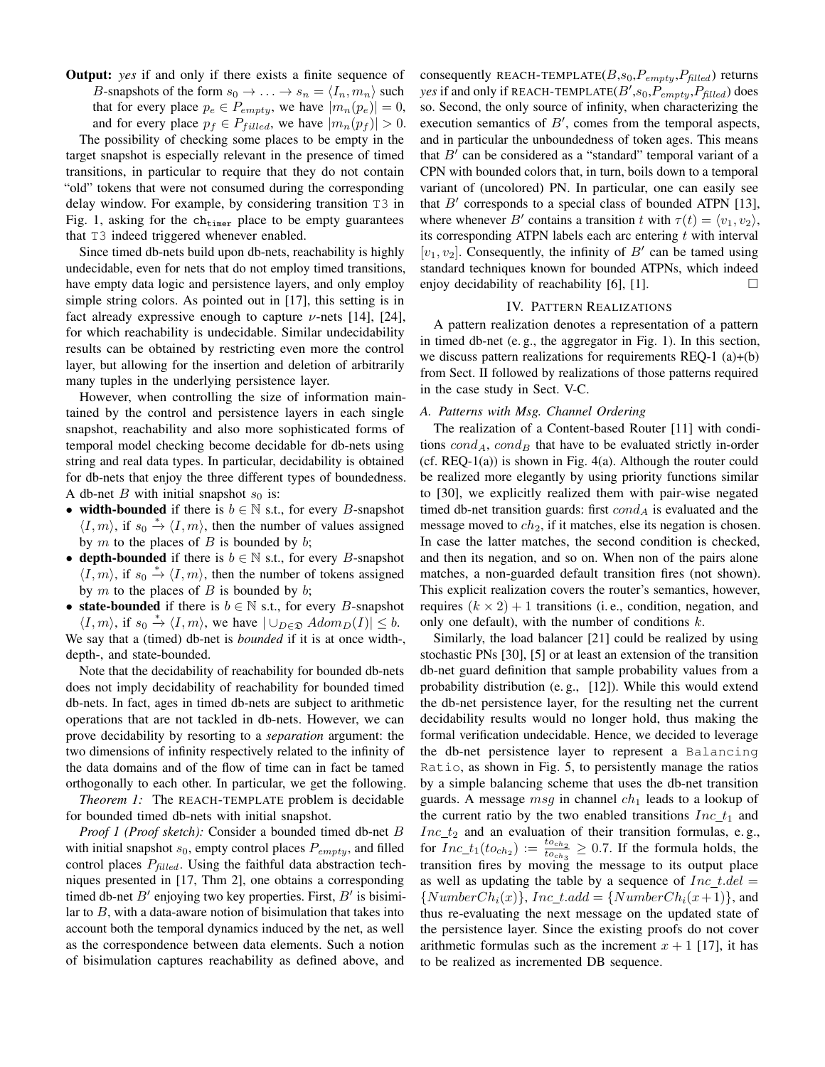**Output:** *yes* if and only if there exists a finite sequence of $B$-snapshots of the form $s_0 \rightarrow \ldots \rightarrow s_n = \langle I_n, m_n \rangle$ such that for every place $p_e \in P_{empty}$, we have $|m_n(p_e)| = 0$, and for every place $p_f \in P_{filled}$, we have $|m_n(p_f)| > 0$.

The possibility of checking some places to be empty in the target snapshot is especially relevant in the presence of timed transitions, in particular to require that they do not contain "old" tokens that were not consumed during the corresponding delay window. For example, by considering transition T3 in Fig. 1, asking for the $\mathtt{ch_{timer}}$ place to be empty guarantees that T3 indeed triggered whenever enabled.

Since timed db-nets build upon db-nets, reachability is highly undecidable, even for nets that do not employ timed transitions, have empty data logic and persistence layers, and only employ simple string colors. As pointed out in [17], this setting is in fact already expressive enough to capture $\nu$-nets [14], [24], for which reachability is undecidable. Similar undecidability results can be obtained by restricting even more the control layer, but allowing for the insertion and deletion of arbitrarily many tuples in the underlying persistence layer.

However, when controlling the size of information maintained by the control and persistence layers in each single snapshot, reachability and also more sophisticated forms of temporal model checking become decidable for db-nets using string and real data types. In particular, decidability is obtained for db-nets that enjoy the three different types of boundedness. A db-net $B$ with initial snapshot $s_0$ is:

- **width-bounded** if there is $b \in \mathbb{N}$ s.t., for every $B$-snapshot $\langle I, m \rangle$, if $s_0 \xrightarrow{*} \langle I, m \rangle$, then the number of values assigned by $m$ to the places of $B$ is bounded by $b$;
- **depth-bounded** if there is $b \in \mathbb{N}$ s.t., for every $B$-snapshot $\langle I, m \rangle$, if $s_0 \xrightarrow{*} \langle I, m \rangle$, then the number of tokens assigned by $m$ to the places of $B$ is bounded by $b$;
- **state-bounded** if there is $b \in \mathbb{N}$ s.t., for every $B$-snapshot $\langle I, m \rangle$, if $s_0 \xrightarrow{*} \langle I, m \rangle$, we have $| \cup_{D \in \mathfrak{D}} Adom_D(I)| \leq b$.

We say that a (timed) db-net is *bounded* if it is at once width-, depth-, and state-bounded.

Note that the decidability of reachability for bounded db-nets does not imply decidability of reachability for bounded timed db-nets. In fact, ages in timed db-nets are subject to arithmetic operations that are not tackled in db-nets. However, we can prove decidability by resorting to a *separation* argument: the two dimensions of infinity respectively related to the infinity of the data domains and of the flow of time can in fact be tamed orthogonally to each other. In particular, we get the following.

*Theorem 1:* The REACH-TEMPLATE problem is decidable for bounded timed db-nets with initial snapshot.

*Proof 1 (Proof sketch):* Consider a bounded timed db-net $B$ with initial snapshot $s_0$, empty control places $P_{empty}$, and filled control places $P_{filled}$. Using the faithful data abstraction techniques presented in [17, Thm 2], one obtains a corresponding timed db-net $B'$ enjoying two key properties. First, $B'$ is bisimilar to $B$, with a data-aware notion of bisimulation that takes into account both the temporal dynamics induced by the net, as well as the correspondence between data elements. Such a notion of bisimulation captures reachability as defined above, and consequently REACH-TEMPLATE($B$,$s_0$,$P_{empty}$,$P_{filled}$) returns *yes* if and only if REACH-TEMPLATE($B'$,$s_0$,$P_{empty}$,$P_{filled}$) does so. Second, the only source of infinity, when characterizing the execution semantics of $B'$, comes from the temporal aspects, and in particular the unboundedness of token ages. This means that $B'$ can be considered as a "standard" temporal variant of a CPN with bounded colors that, in turn, boils down to a temporal variant of (uncolored) PN. In particular, one can easily see that $B'$ corresponds to a special class of bounded ATPN [13], where whenever $B'$ contains a transition $t$ with $\tau(t) = \langle v_1, v_2 \rangle$, its corresponding ATPN labels each arc entering $t$ with interval $[v_1, v_2]$. Consequently, the infinity of $B'$ can be tamed using standard techniques known for bounded ATPNs, which indeed enjoy decidability of reachability [6], [1]. □

## IV. Pattern Realizations

A pattern realization denotes a representation of a pattern in timed db-net (e. g., the aggregator in Fig. 1). In this section, we discuss pattern realizations for requirements REQ-1 (a)+(b) from Sect. II followed by realizations of those patterns required in the case study in Sect. V-C.

### A. Patterns with Msg. Channel Ordering

The realization of a Content-based Router [11] with conditions $cond_A$, $cond_B$ that have to be evaluated strictly in-order (cf. REQ-1(a)) is shown in Fig. 4(a). Although the router could be realized more elegantly by using priority functions similar to [30], we explicitly realized them with pair-wise negated timed db-net transition guards: first $cond_A$ is evaluated and the message moved to $ch_2$, if it matches, else its negation is chosen. In case the latter matches, the second condition is checked, and then its negation, and so on. When non of the pairs alone matches, a non-guarded default transition fires (not shown). This explicit realization covers the router's semantics, however, requires $(k \times 2) + 1$ transitions (i. e., condition, negation, and only one default), with the number of conditions $k$.

Similarly, the load balancer [21] could be realized by using stochastic PNs [30], [5] or at least an extension of the transition db-net guard definition that sample probability values from a probability distribution (e. g., [12]). While this would extend the db-net persistence layer, for the resulting net the current decidability results would no longer hold, thus making the formal verification undecidable. Hence, we decided to leverage the db-net persistence layer to represent a `Balancing Ratio`, as shown in Fig. 5, to persistently manage the ratios by a simple balancing scheme that uses the db-net transition guards. A message $msg$ in channel $ch_1$ leads to a lookup of the current ratio by the two enabled transitions $Inc\_t_1$ and $Inc\_t_2$ and an evaluation of their transition formulas, e. g., for $Inc\_t_1(to_{ch_2}) := \frac{to_{ch_2}}{to_{ch_3}} \geq 0.7$. If the formula holds, the transition fires by moving the message to its output place as well as updating the table by a sequence of $Inc\_t.del = \{NumberCh_i(x)\}$, $Inc\_t.add = \{NumberCh_i(x+1)\}$, and thus re-evaluating the next message on the updated state of the persistence layer. Since the existing proofs do not cover arithmetic formulas such as the increment $x + 1$ [17], it has to be realized as incremented DB sequence.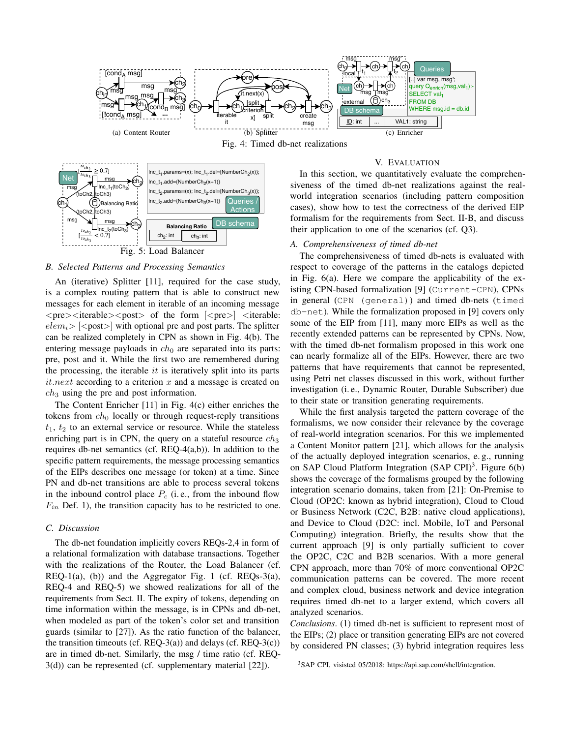(a) Content Router (b) Splitter (c) Enricher

Fig. 4: Timed db-net realizations

Fig. 5: Load Balancer

### B. Selected Patterns and Processing Semantics

An (iterative) Splitter [11], required for the case study, is a complex routing pattern that is able to construct new messages for each element in iterable of an incoming message <pre><iterable><post> of the form [<pre>] <iterable: $elem_i$> [<post>] with optional pre and post parts. The splitter can be realized completely in CPN as shown in Fig. 4(b). The entering message payloads in $ch_0$ are separated into its parts: pre, post and it. While the first two are remembered during the processing, the iterable $it$ is iteratively split into its parts $it.next$ according to a criterion $x$ and a message is created on $ch_3$ using the pre and post information.

The Content Enricher [11] in Fig. 4(c) either enriches the tokens from $ch_0$ locally or through request-reply transitions $t_1$, $t_2$ to an external service or resource. While the stateless enriching part is in CPN, the query on a stateful resource $ch_3$ requires db-net semantics (cf. REQ-4(a,b)). In addition to the specific pattern requirements, the message processing semantics of the EIPs describes one message (or token) at a time. Since PN and db-net transitions are able to process several tokens in the inbound control place $P_c$ (i. e., from the inbound flow $F_{in}$ Def. 1), the transition capacity has to be restricted to one.

### C. Discussion

The db-net foundation implicitly covers REQs-2,4 in form of a relational formalization with database transactions. Together with the realizations of the Router, the Load Balancer (cf. REQ-1(a), (b)) and the Aggregator Fig. 1 (cf. REQs-3(a), REQ-4 and REQ-5) we showed realizations for all of the requirements from Sect. II. The expiry of tokens, depending on time information within the message, is in CPNs and db-net, when modeled as part of the token's color set and transition guards (similar to [27]). As the ratio function of the balancer, the transition timeouts (cf. REQ-3(a)) and delays (cf. REQ-3(c)) are in timed db-net. Similarly, the msg / time ratio (cf. REQ-3(d)) can be represented (cf. supplementary material [22]).

## V. Evaluation

In this section, we quantitatively evaluate the comprehensiveness of the timed db-net realizations against the real-world integration scenarios (including pattern composition cases), show how to test the correctness of the derived EIP formalism for the requirements from Sect. II-B, and discuss their application to one of the scenarios (cf. Q3).

### A. Comprehensiveness of timed db-net

The comprehensiveness of timed db-nets is evaluated with respect to coverage of the patterns in the catalogs depicted in Fig. 6(a). Here we compare the applicability of the existing CPN-based formalization [9] (`Current-CPN`), CPNs in general (`CPN (general)`) and timed db-nets (`timed db-net`). While the formalization proposed in [9] covers only some of the EIP from [11], many more EIPs as well as the recently extended patterns can be represented by CPNs. Now, with the timed db-net formalism proposed in this work one can nearly formalize all of the EIPs. However, there are two patterns that have requirements that cannot be represented, using Petri net classes discussed in this work, without further investigation (i. e., Dynamic Router, Durable Subscriber) due to their state or transition generating requirements.

While the first analysis targeted the pattern coverage of the formalisms, we now consider their relevance by the coverage of real-world integration scenarios. For this we implemented a Content Monitor pattern [21], which allows for the analysis of the actually deployed integration scenarios, e. g., running on SAP Cloud Platform Integration (SAP CPI)[3]. Figure 6(b) shows the coverage of the formalisms grouped by the following integration scenario domains, taken from [21]: On-Premise to Cloud (OP2C: known as hybrid integration), Cloud to Cloud or Business Network (C2C, B2B: native cloud applications), and Device to Cloud (D2C: incl. Mobile, IoT and Personal Computing) integration. Briefly, the results show that the current approach [9] is only partially sufficient to cover the OP2C, C2C and B2B scenarios. With a more general CPN approach, more than 70% of more conventional OP2C communication patterns can be covered. The more recent and complex cloud, business network and device integration requires timed db-net to a larger extend, which covers all analyzed scenarios.

*Conclusions.* (1) timed db-net is sufficient to represent most of the EIPs; (2) place or transition generating EIPs are not covered by considered PN classes; (3) hybrid integration requires less

[3] SAP CPI, visisted 05/2018: https://api.sap.com/shell/integration.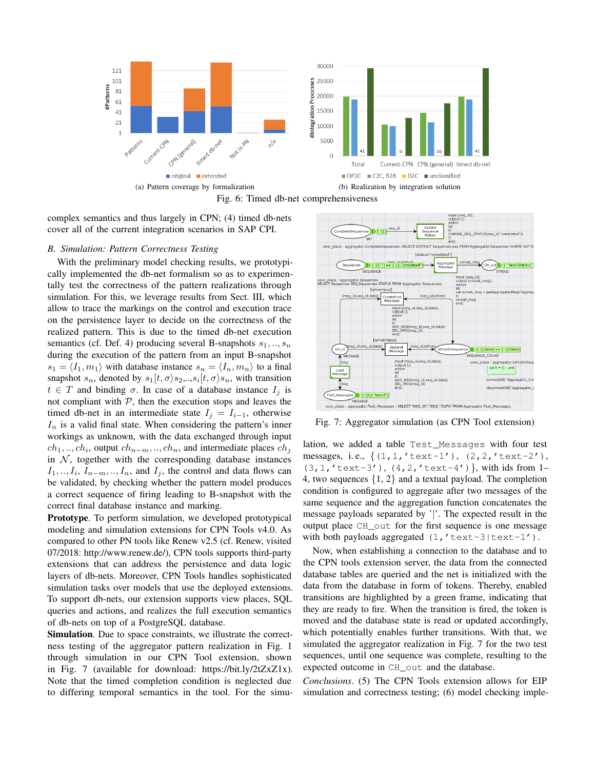(a) Pattern coverage by formalization

(b) Realization by integration solution

Fig. 6: Timed db-net comprehensiveness

complex semantics and thus largely in CPN; (4) timed db-nets cover all of the current integration scenarios in SAP CPI.

### B. Simulation: Pattern Correctness Testing

With the preliminary model checking results, we prototypically implemented the db-net formalism so as to experimentally test the correctness of the pattern realizations through simulation. For this, we leverage results from Sect. III, which allow to trace the markings on the control and execution trace on the persistence layer to decide on the correctness of the realized pattern. This is due to the timed db-net execution semantics (cf. Def. 4) producing several B-snapshots $s_1, .., s_n$ during the execution of the pattern from an input B-snapshot $s_1 = \langle I_1, m_1 \rangle$ with database instance $s_n = \langle I_n, m_n \rangle$ to a final snapshot $s_n$, denoted by $s_1[t, \sigma\rangle s_2,..,s_i[t, \sigma\rangle s_n$, with transition $t \in T$ and binding $\sigma$. In case of a database instance $I_j$ is not compliant with $\mathcal{P}$, then the execution stops and leaves the timed db-net in an intermediate state $I_j = I_{i-1}$, otherwise $I_n$ is a valid final state. When considering the pattern's inner workings as unknown, with the data exchanged through input $ch_1, .., ch_i$, output $ch_{n-m}, .., ch_n$, and intermediate places $ch_j$ in $\mathcal{N}$, together with the corresponding database instances $I_1, .., I_i$, $I_{n-m}, .., I_n$, and $I_j$, the control and data flows can be validated, by checking whether the pattern model produces a correct sequence of firing leading to B-snapshot with the correct final database instance and marking.

**Prototype**. To perform simulation, we developed prototypical modeling and simulation extensions for CPN Tools v4.0. As compared to other PN tools like Renew v2.5 (cf. Renew, visited 07/2018: http://www.renew.de/), CPN tools supports third-party extensions that can address the persistence and data logic layers of db-nets. Moreover, CPN Tools handles sophisticated simulation tasks over models that use the deployed extensions. To support db-nets, our extension supports view places, SQL queries and actions, and realizes the full execution semantics of db-nets on top of a PostgreSQL database.

**Simulation**. Due to space constraints, we illustrate the correctness testing of the aggregator pattern realization in Fig. 1 through simulation in our CPN Tool extension, shown in Fig. 7 (available for download: https://bit.ly/2tZxZ1x). Note that the timed completion condition is neglected due to differing temporal semantics in the tool. For the simulation, we added a table `Test_Messages` with four test messages, i.e., {`(1,1,'text-1')`, `(2,2,'text-2')`, `(3,1,'text-3')`, `(4,2,'text-4')`}, with ids from 1–4, two sequences {1, 2} and a textual payload. The completion condition is configured to aggregate after two messages of the same sequence and the aggregation function concatenates the message payloads separated by '|'. The expected result in the output place `CH_out` for the first sequence is one message with both payloads aggregated `(1,'text-3|text-1')`.

Fig. 7: Aggregator simulation (as CPN Tool extension)

Now, when establishing a connection to the database and to the CPN tools extension server, the data from the connected database tables are queried and the net is initialized with the data from the database in form of tokens. Thereby, enabled transitions are highlighted by a green frame, indicating that they are ready to fire. When the transition is fired, the token is moved and the database state is read or updated accordingly, which potentially enables further transitions. With that, we simulated the aggregator realization in Fig. 7 for the two test sequences, until one sequence was complete, resulting to the expected outcome in `CH_out` and the database.

*Conclusions*. (5) The CPN Tools extension allows for EIP simulation and correctness testing; (6) model checking imple-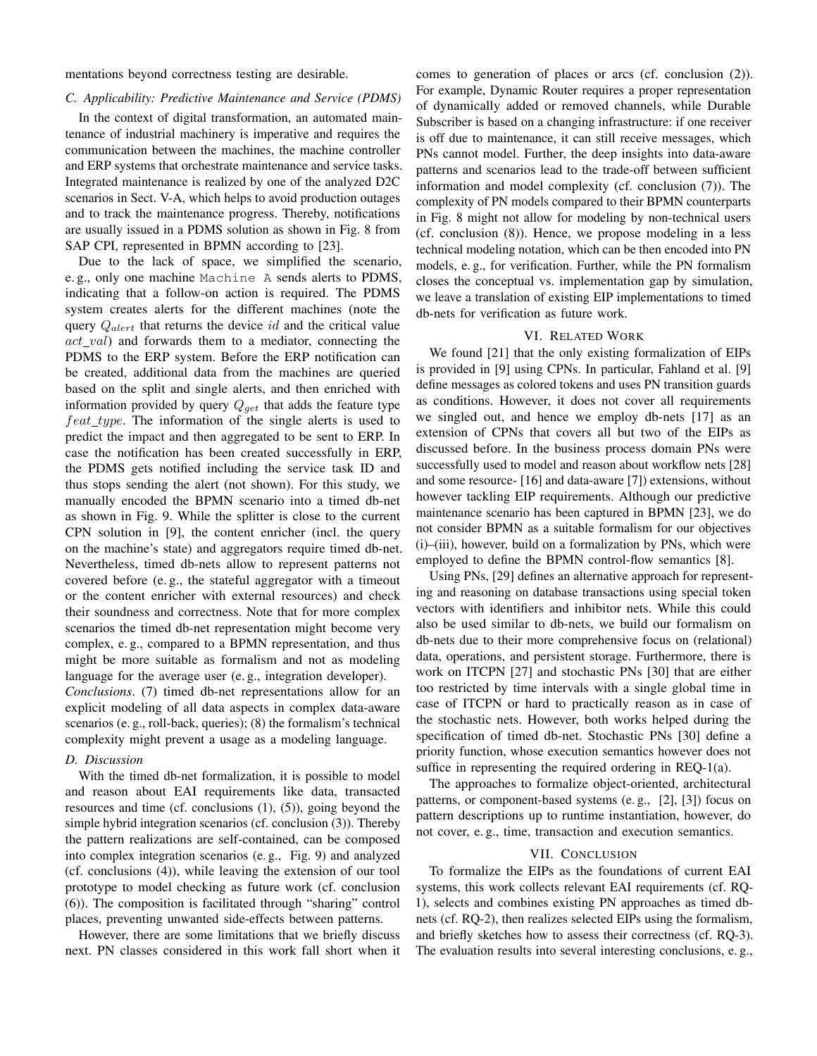mentations beyond correctness testing are desirable.

### C. Applicability: Predictive Maintenance and Service (PDMS)

In the context of digital transformation, an automated maintenance of industrial machinery is imperative and requires the communication between the machines, the machine controller and ERP systems that orchestrate maintenance and service tasks. Integrated maintenance is realized by one of the analyzed D2C scenarios in Sect. V-A, which helps to avoid production outages and to track the maintenance progress. Thereby, notifications are usually issued in a PDMS solution as shown in Fig. 8 from SAP CPI, represented in BPMN according to [23].

Due to the lack of space, we simplified the scenario, e. g., only one machine `Machine A` sends alerts to PDMS, indicating that a follow-on action is required. The PDMS system creates alerts for the different machines (note the query $Q_{alert}$ that returns the device $id$ and the critical value $act\_val$) and forwards them to a mediator, connecting the PDMS to the ERP system. Before the ERP notification can be created, additional data from the machines are queried based on the split and single alerts, and then enriched with information provided by query $Q_{get}$ that adds the feature type $feat\_type$. The information of the single alerts is used to predict the impact and then aggregated to be sent to ERP. In case the notification has been created successfully in ERP, the PDMS gets notified including the service task ID and thus stops sending the alert (not shown). For this study, we manually encoded the BPMN scenario into a timed db-net as shown in Fig. 9. While the splitter is close to the current CPN solution in [9], the content enricher (incl. the query on the machine's state) and aggregators require timed db-net. Nevertheless, timed db-nets allow to represent patterns not covered before (e. g., the stateful aggregator with a timeout or the content enricher with external resources) and check their soundness and correctness. Note that for more complex scenarios the timed db-net representation might become very complex, e. g., compared to a BPMN representation, and thus might be more suitable as formalism and not as modeling language for the average user (e. g., integration developer).

*Conclusions*. (7) timed db-net representations allow for an explicit modeling of all data aspects in complex data-aware scenarios (e. g., roll-back, queries); (8) the formalism's technical complexity might prevent a usage as a modeling language.

### D. Discussion

With the timed db-net formalization, it is possible to model and reason about EAI requirements like data, transacted resources and time (cf. conclusions (1), (5)), going beyond the simple hybrid integration scenarios (cf. conclusion (3)). Thereby the pattern realizations are self-contained, can be composed into complex integration scenarios (e. g., Fig. 9) and analyzed (cf. conclusions (4)), while leaving the extension of our tool prototype to model checking as future work (cf. conclusion (6)). The composition is facilitated through "sharing" control places, preventing unwanted side-effects between patterns.

However, there are some limitations that we briefly discuss next. PN classes considered in this work fall short when it comes to generation of places or arcs (cf. conclusion (2)). For example, Dynamic Router requires a proper representation of dynamically added or removed channels, while Durable Subscriber is based on a changing infrastructure: if one receiver is off due to maintenance, it can still receive messages, which PNs cannot model. Further, the deep insights into data-aware patterns and scenarios lead to the trade-off between sufficient information and model complexity (cf. conclusion (7)). The complexity of PN models compared to their BPMN counterparts in Fig. 8 might not allow for modeling by non-technical users (cf. conclusion (8)). Hence, we propose modeling in a less technical modeling notation, which can be then encoded into PN models, e. g., for verification. Further, while the PN formalism closes the conceptual vs. implementation gap by simulation, we leave a translation of existing EIP implementations to timed db-nets for verification as future work.

## VI. Related Work

We found [21] that the only existing formalization of EIPs is provided in [9] using CPNs. In particular, Fahland et al. [9] define messages as colored tokens and uses PN transition guards as conditions. However, it does not cover all requirements we singled out, and hence we employ db-nets [17] as an extension of CPNs that covers all but two of the EIPs as discussed before. In the business process domain PNs were successfully used to model and reason about workflow nets [28] and some resource- [16] and data-aware [7]) extensions, without however tackling EIP requirements. Although our predictive maintenance scenario has been captured in BPMN [23], we do not consider BPMN as a suitable formalism for our objectives (i)–(iii), however, build on a formalization by PNs, which were employed to define the BPMN control-flow semantics [8].

Using PNs, [29] defines an alternative approach for representing and reasoning on database transactions using special token vectors with identifiers and inhibitor nets. While this could also be used similar to db-nets, we build our formalism on db-nets due to their more comprehensive focus on (relational) data, operations, and persistent storage. Furthermore, there is work on ITCPN [27] and stochastic PNs [30] that are either too restricted by time intervals with a single global time in case of ITCPN or hard to practically reason as in case of the stochastic nets. However, both works helped during the specification of timed db-net. Stochastic PNs [30] define a priority function, whose execution semantics however does not suffice in representing the required ordering in REQ-1(a).

The approaches to formalize object-oriented, architectural patterns, or component-based systems (e. g., [2], [3]) focus on pattern descriptions up to runtime instantiation, however, do not cover, e. g., time, transaction and execution semantics.

## VII. Conclusion

To formalize the EIPs as the foundations of current EAI systems, this work collects relevant EAI requirements (cf. RQ-1), selects and combines existing PN approaches as timed db-nets (cf. RQ-2), then realizes selected EIPs using the formalism, and briefly sketches how to assess their correctness (cf. RQ-3). The evaluation results into several interesting conclusions, e. g.,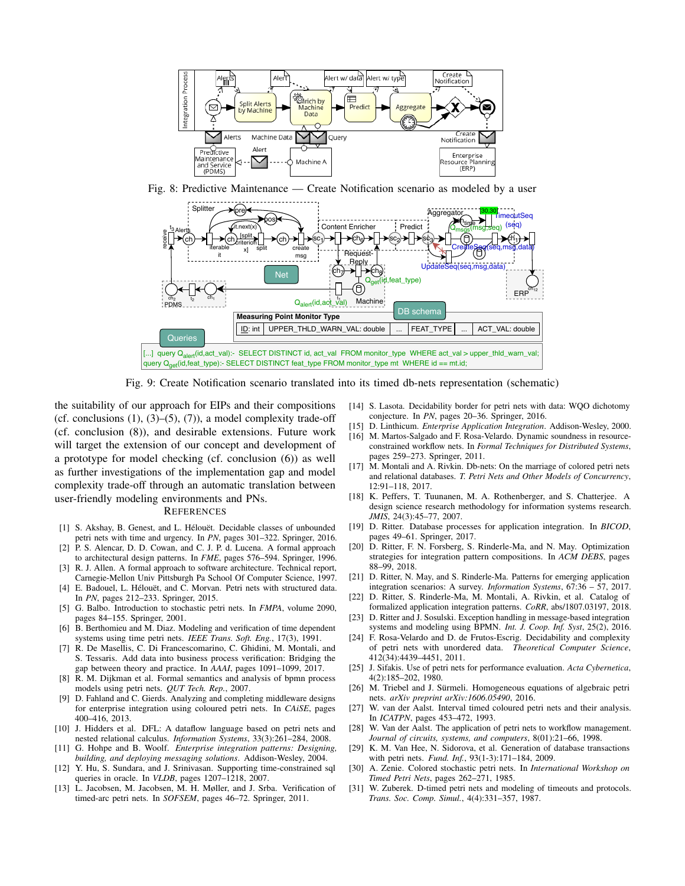Fig. 8: Predictive Maintenance — Create Notification scenario as modeled by a user

Fig. 9: Create Notification scenario translated into its timed db-nets representation (schematic)

the suitability of our approach for EIPs and their compositions (cf. conclusions (1), (3)–(5), (7)), a model complexity trade-off (cf. conclusion (8)), and desirable extensions. Future work will target the extension of our concept and development of a prototype for model checking (cf. conclusion (6)) as well as further investigations of the implementation gap and model complexity trade-off through an automatic translation between user-friendly modeling environments and PNs.

## References

[1] S. Akshay, B. Genest, and L. Hélouët. Decidable classes of unbounded petri nets with time and urgency. In *PN*, pages 301–322. Springer, 2016.

[2] P. S. Alencar, D. D. Cowan, and C. J. P. d. Lucena. A formal approach to architectural design patterns. In *FME*, pages 576–594. Springer, 1996.

[3] R. J. Allen. A formal approach to software architecture. Technical report, Carnegie-Mellon Univ Pittsburgh Pa School Of Computer Science, 1997.

[4] E. Badouel, L. Hélouët, and C. Morvan. Petri nets with structured data. In *PN*, pages 212–233. Springer, 2015.

[5] G. Balbo. Introduction to stochastic petri nets. In *FMPA*, volume 2090, pages 84–155. Springer, 2001.

[6] B. Berthomieu and M. Diaz. Modeling and verification of time dependent systems using time petri nets. *IEEE Trans. Soft. Eng.*, 17(3), 1991.

[7] R. De Masellis, C. Di Francescomarino, C. Ghidini, M. Montali, and S. Tessaris. Add data into business process verification: Bridging the gap between theory and practice. In *AAAI*, pages 1091–1099, 2017.

[8] R. M. Dijkman et al. Formal semantics and analysis of bpmn process models using petri nets. *QUT Tech. Rep.*, 2007.

[9] D. Fahland and C. Gierds. Analyzing and completing middleware designs for enterprise integration using coloured petri nets. In *CAiSE*, pages 400–416, 2013.

[10] J. Hidders et al. DFL: A dataflow language based on petri nets and nested relational calculus. *Information Systems*, 33(3):261–284, 2008.

[11] G. Hohpe and B. Woolf. *Enterprise integration patterns: Designing, building, and deploying messaging solutions*. Addison-Wesley, 2004.

[12] Y. Hu, S. Sundara, and J. Srinivasan. Supporting time-constrained sql queries in oracle. In *VLDB*, pages 1207–1218, 2007.

[13] L. Jacobsen, M. Jacobsen, M. H. Møller, and J. Srba. Verification of timed-arc petri nets. In *SOFSEM*, pages 46–72. Springer, 2011.

[14] S. Lasota. Decidability border for petri nets with data: WQO dichotomy conjecture. In *PN*, pages 20–36. Springer, 2016.

[15] D. Linthicum. *Enterprise Application Integration*. Addison-Wesley, 2000.

[16] M. Martos-Salgado and F. Rosa-Velardo. Dynamic soundness in resource-constrained workflow nets. In *Formal Techniques for Distributed Systems*, pages 259–273. Springer, 2011.

[17] M. Montali and A. Rivkin. Db-nets: On the marriage of colored petri nets and relational databases. *T. Petri Nets and Other Models of Concurrency*, 12:91–118, 2017.

[18] K. Peffers, T. Tuunanen, M. A. Rothenberger, and S. Chatterjee. A design science research methodology for information systems research. *JMIS*, 24(3):45–77, 2007.

[19] D. Ritter. Database processes for application integration. In *BICOD*, pages 49–61. Springer, 2017.

[20] D. Ritter, F. N. Forsberg, S. Rinderle-Ma, and N. May. Optimization strategies for integration pattern compositions. In *ACM DEBS*, pages 88–99, 2018.

[21] D. Ritter, N. May, and S. Rinderle-Ma. Patterns for emerging application integration scenarios: A survey. *Information Systems*, 67:36 – 57, 2017.

[22] D. Ritter, S. Rinderle-Ma, M. Montali, A. Rivkin, et al. Catalog of formalized application integration patterns. *CoRR*, abs/1807.03197, 2018.

[23] D. Ritter and J. Sosulski. Exception handling in message-based integration systems and modeling using BPMN. *Int. J. Coop. Inf. Syst*, 25(2), 2016.

[24] F. Rosa-Velardo and D. de Frutos-Escrig. Decidability and complexity of petri nets with unordered data. *Theoretical Computer Science*, 412(34):4439–4451, 2011.

[25] J. Sifakis. Use of petri nets for performance evaluation. *Acta Cybernetica*, 4(2):185–202, 1980.

[26] M. Triebel and J. Sürmeli. Homogeneous equations of algebraic petri nets. *arXiv preprint arXiv:1606.05490*, 2016.

[27] W. van der Aalst. Interval timed coloured petri nets and their analysis. In *ICATPN*, pages 453–472, 1993.

[28] W. Van der Aalst. The application of petri nets to workflow management. *Journal of circuits, systems, and computers*, 8(01):21–66, 1998.

[29] K. M. Van Hee, N. Sidorova, et al. Generation of database transactions with petri nets. *Fund. Inf.*, 93(1-3):171–184, 2009.

[30] A. Zenie. Colored stochastic petri nets. In *International Workshop on Timed Petri Nets*, pages 262–271, 1985.

[31] W. Zuberek. D-timed petri nets and modeling of timeouts and protocols. *Trans. Soc. Comp. Simul.*, 4(4):331–357, 1987.